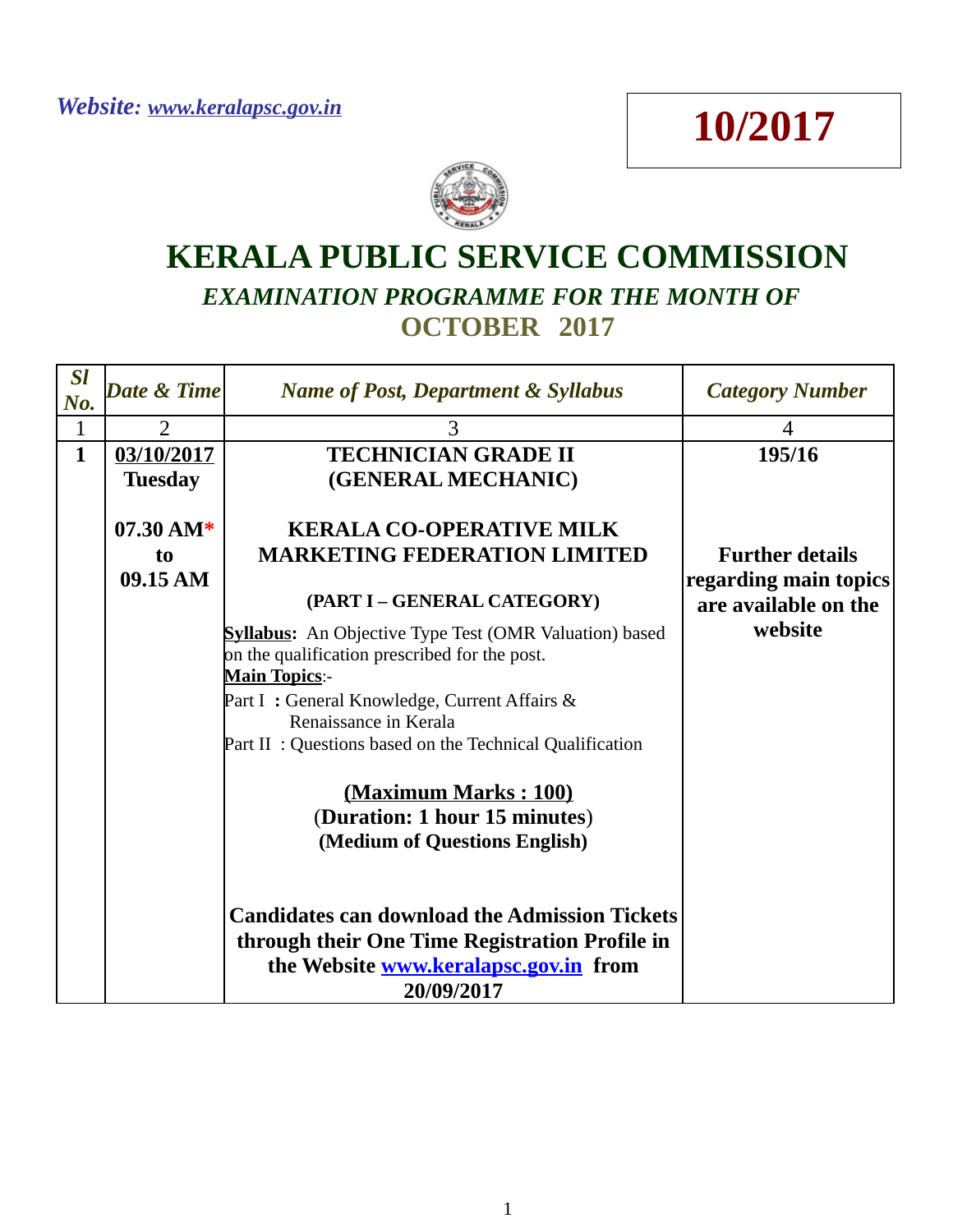*Website: www.keralapsc.gov.in*

**10/2017**

# KERALA PUBLIC SERVICE COMMISSION

## *EXAMINATION PROGRAMME FOR THE MONTH OF*
## OCTOBER 2017

| *Sl No.* | *Date & Time* | *Name of Post, Department & Syllabus* | *Category Number* |
|---|---|---|---|
| 1 | 2 | 3 | 4 |
| **1** | **03/10/2017 Tuesday**<br><br>**07.30 AM* to 09.15 AM** | **TECHNICIAN GRADE II (GENERAL MECHANIC)**<br><br>**KERALA CO-OPERATIVE MILK MARKETING FEDERATION LIMITED**<br><br>**(PART I – GENERAL CATEGORY)**<br><br>**Syllabus:** An Objective Type Test (OMR Valuation) based on the qualification prescribed for the post.<br>**Main Topics**:-<br>Part I : General Knowledge, Current Affairs & Renaissance in Kerala<br>Part II : Questions based on the Technical Qualification<br><br>**(Maximum Marks : 100)**<br>(**Duration: 1 hour 15 minutes**)<br>**(Medium of Questions English)**<br><br>**Candidates can download the Admission Tickets through their One Time Registration Profile in the Website www.keralapsc.gov.in from 20/09/2017** | **195/16**<br><br>**Further details regarding main topics are available on the website** |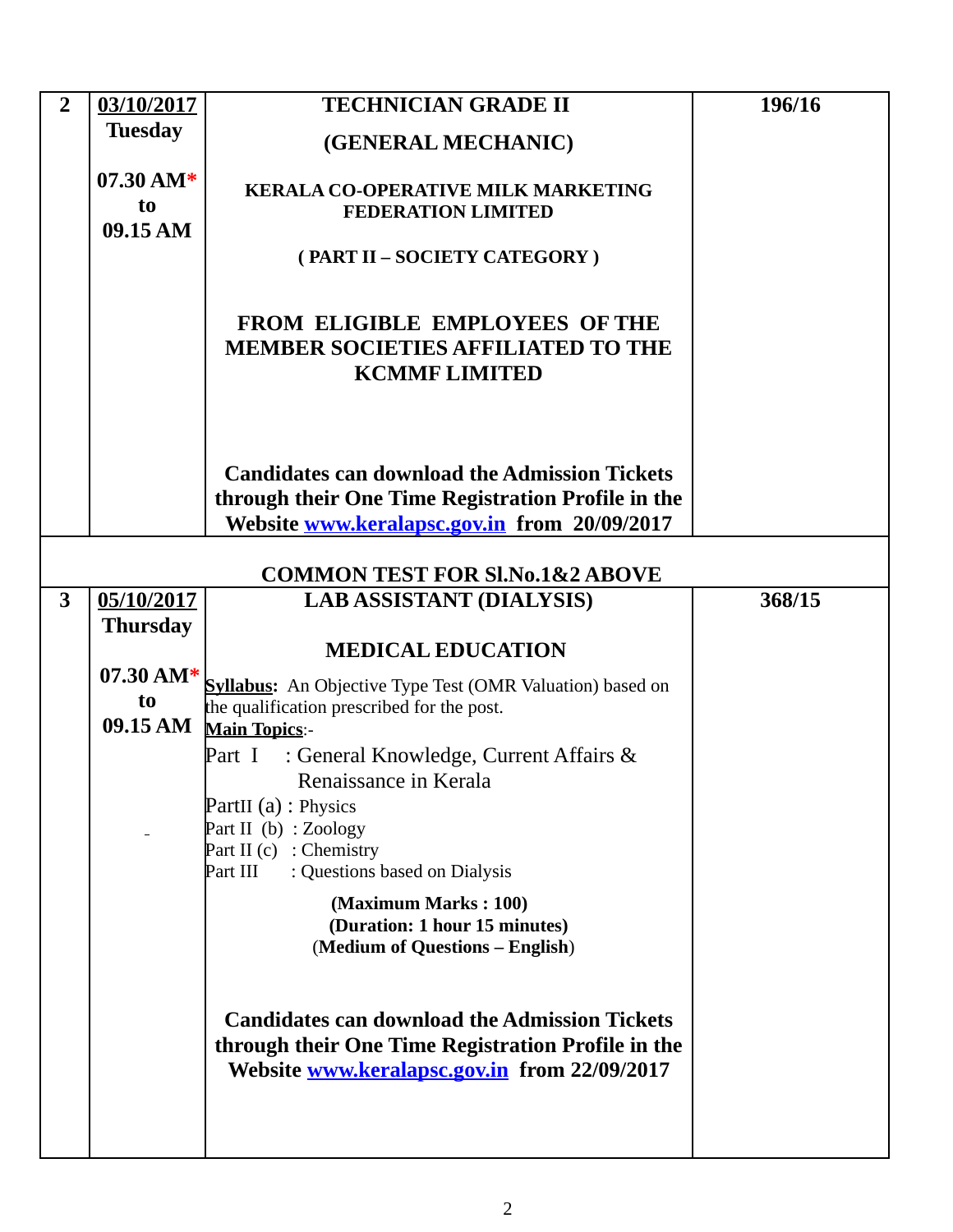| | | | |
|---|---|---|---|
| **2** | **03/10/2017**<br>**Tuesday**<br><br>**07.30 AM*** **to** **09.15 AM** | **TECHNICIAN GRADE II**<br>**(GENERAL MECHANIC)**<br><br>**KERALA CO-OPERATIVE MILK MARKETING FEDERATION LIMITED**<br><br>**( PART II – SOCIETY CATEGORY )**<br><br>**FROM ELIGIBLE EMPLOYEES OF THE MEMBER SOCIETIES AFFILIATED TO THE KCMMF LIMITED**<br><br>**Candidates can download the Admission Tickets through their One Time Registration Profile in the Website www.keralapsc.gov.in from 20/09/2017** | **196/16** |
| | | **COMMON TEST FOR Sl.No.1&2 ABOVE** | |
| **3** | **05/10/2017**<br>**Thursday**<br><br>**07.30 AM*** **to** **09.15 AM** | **LAB ASSISTANT (DIALYSIS)**<br><br>**MEDICAL EDUCATION**<br><br>**Syllabus:** An Objective Type Test (OMR Valuation) based on the qualification prescribed for the post.<br>**Main Topics**:-<br>Part I : General Knowledge, Current Affairs & Renaissance in Kerala<br>PartII (a) : Physics<br>Part II (b) : Zoology<br>Part II (c) : Chemistry<br>Part III : Questions based on Dialysis<br><br>**(Maximum Marks : 100)**<br>**(Duration: 1 hour 15 minutes)**<br>(**Medium of Questions – English**)<br><br>**Candidates can download the Admission Tickets through their One Time Registration Profile in the Website www.keralapsc.gov.in from 22/09/2017** | **368/15** |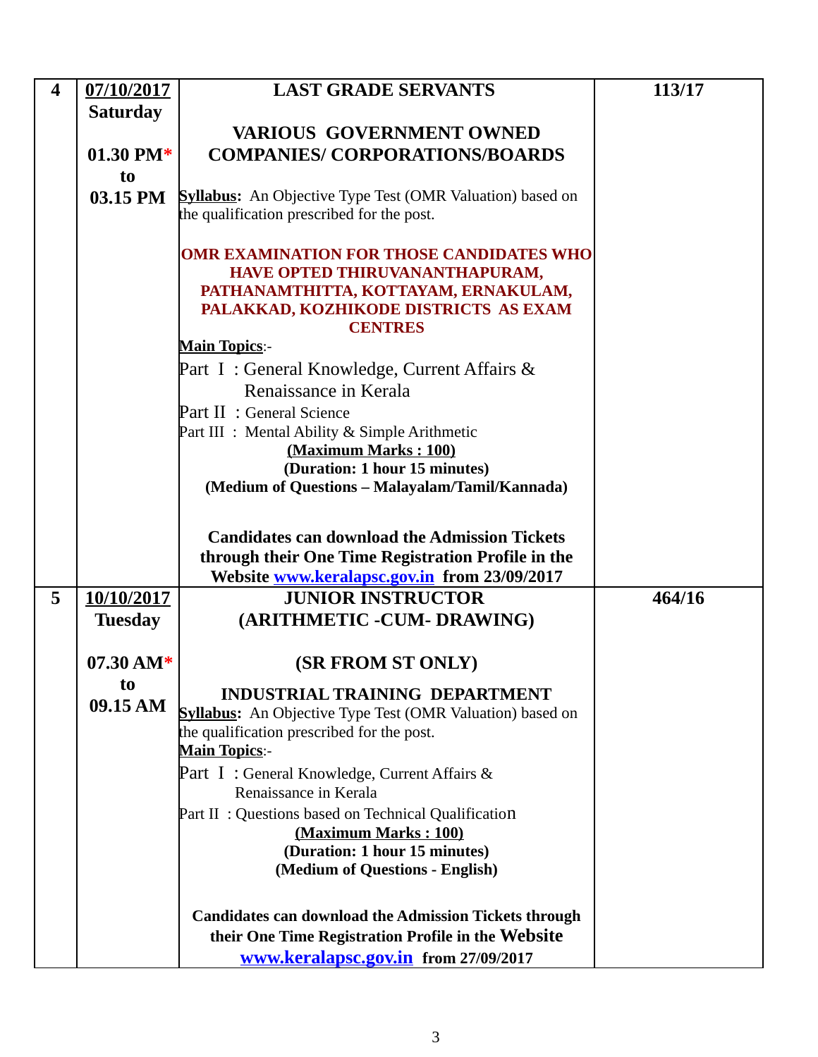| 4 | **07/10/2017** **Saturday** **01.30 PM*** **to** **03.15 PM** | **LAST GRADE SERVANTS** **VARIOUS GOVERNMENT OWNED COMPANIES/ CORPORATIONS/BOARDS** **Syllabus:** An Objective Type Test (OMR Valuation) based on the qualification prescribed for the post. **OMR EXAMINATION FOR THOSE CANDIDATES WHO HAVE OPTED THIRUVANANTHAPURAM, PATHANAMTHITTA, KOTTAYAM, ERNAKULAM, PALAKKAD, KOZHIKODE DISTRICTS AS EXAM CENTRES** **Main Topics**:- Part I : General Knowledge, Current Affairs & Renaissance in Kerala Part II : General Science Part III : Mental Ability & Simple Arithmetic **(Maximum Marks : 100)** **(Duration: 1 hour 15 minutes)** **(Medium of Questions – Malayalam/Tamil/Kannada)** **Candidates can download the Admission Tickets through their One Time Registration Profile in the Website www.keralapsc.gov.in from 23/09/2017** | **113/17** |
|---|---|---|---|
| 5 | **10/10/2017** **Tuesday** **07.30 AM*** **to** **09.15 AM** | **JUNIOR INSTRUCTOR (ARITHMETIC -CUM- DRAWING)** **(SR FROM ST ONLY)** **INDUSTRIAL TRAINING DEPARTMENT** **Syllabus:** An Objective Type Test (OMR Valuation) based on the qualification prescribed for the post. **Main Topics**:- Part I : General Knowledge, Current Affairs & Renaissance in Kerala Part II : Questions based on Technical Qualification **(Maximum Marks : 100)** **(Duration: 1 hour 15 minutes)** **(Medium of Questions - English)** **Candidates can download the Admission Tickets through their One Time Registration Profile in the Website www.keralapsc.gov.in from 27/09/2017** | **464/16** |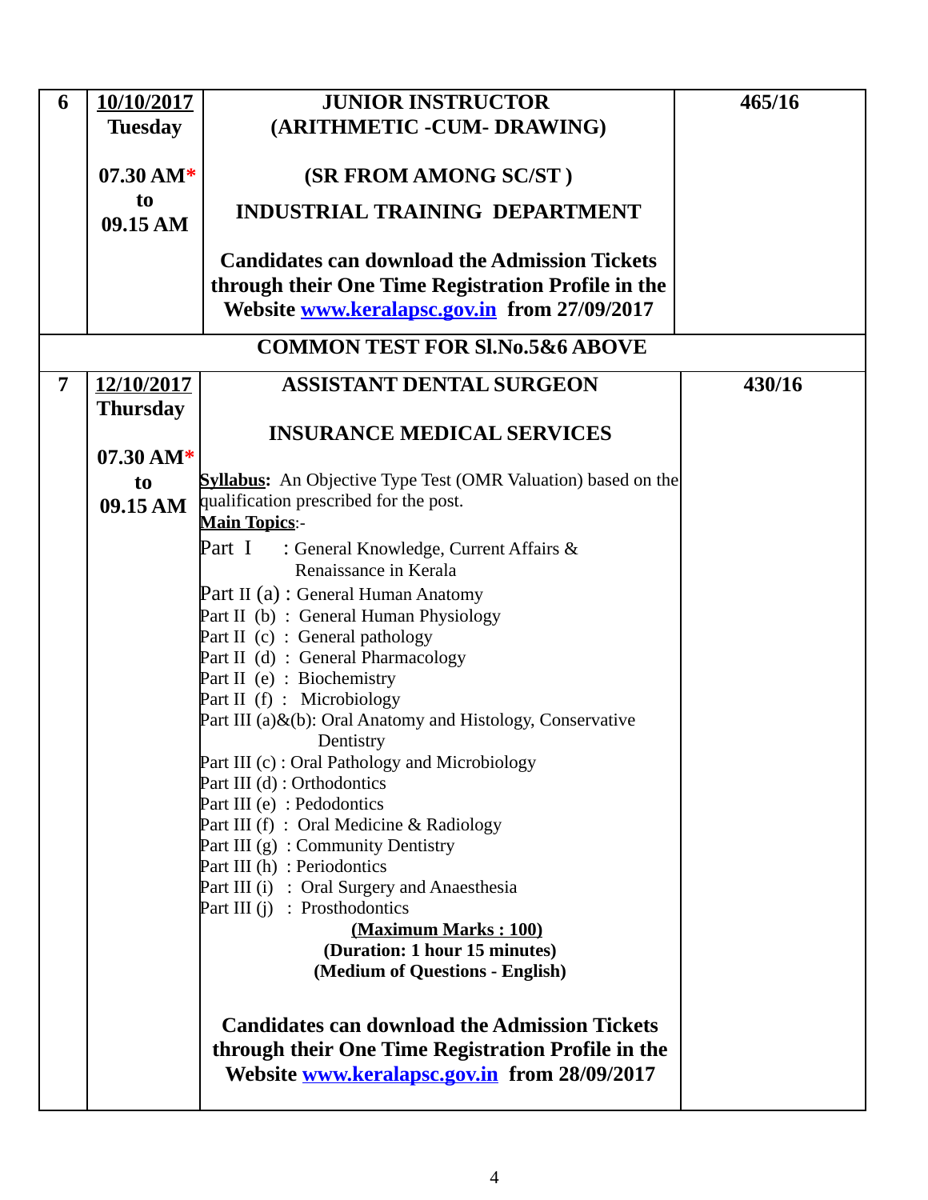| 6 | **10/10/2017**<br>**Tuesday**<br><br>**07.30 AM*** <br>**to**<br>**09.15 AM** | **JUNIOR INSTRUCTOR**<br>**(ARITHMETIC -CUM- DRAWING)**<br><br>**(SR FROM AMONG SC/ST )**<br><br>**INDUSTRIAL TRAINING DEPARTMENT**<br><br>**Candidates can download the Admission Tickets through their One Time Registration Profile in the Website [www.keralapsc.gov.in](http://www.keralapsc.gov.in) from 27/09/2017** | **465/16** |
|---|---|---|---|
| **COMMON TEST FOR Sl.No.5&6 ABOVE** | | | |
| 7 | **12/10/2017**<br>**Thursday**<br><br>**07.30 AM*** <br>**to**<br>**09.15 AM** | **ASSISTANT DENTAL SURGEON**<br><br>**INSURANCE MEDICAL SERVICES**<br><br>**Syllabus:** An Objective Type Test (OMR Valuation) based on the qualification prescribed for the post.<br>**Main Topics**:-<br>Part I : General Knowledge, Current Affairs & Renaissance in Kerala<br>Part II (a) : General Human Anatomy<br>Part II (b) : General Human Physiology<br>Part II (c) : General pathology<br>Part II (d) : General Pharmacology<br>Part II (e) : Biochemistry<br>Part II (f) : Microbiology<br>Part III (a)&(b): Oral Anatomy and Histology, Conservative Dentistry<br>Part III (c) : Oral Pathology and Microbiology<br>Part III (d) : Orthodontics<br>Part III (e) : Pedodontics<br>Part III (f) : Oral Medicine & Radiology<br>Part III (g) : Community Dentistry<br>Part III (h) : Periodontics<br>Part III (i) : Oral Surgery and Anaesthesia<br>Part III (j) : Prosthodontics<br>**(Maximum Marks : 100)**<br>**(Duration: 1 hour 15 minutes)**<br>**(Medium of Questions - English)**<br><br>**Candidates can download the Admission Tickets through their One Time Registration Profile in the Website [www.keralapsc.gov.in](http://www.keralapsc.gov.in) from 28/09/2017** | **430/16** |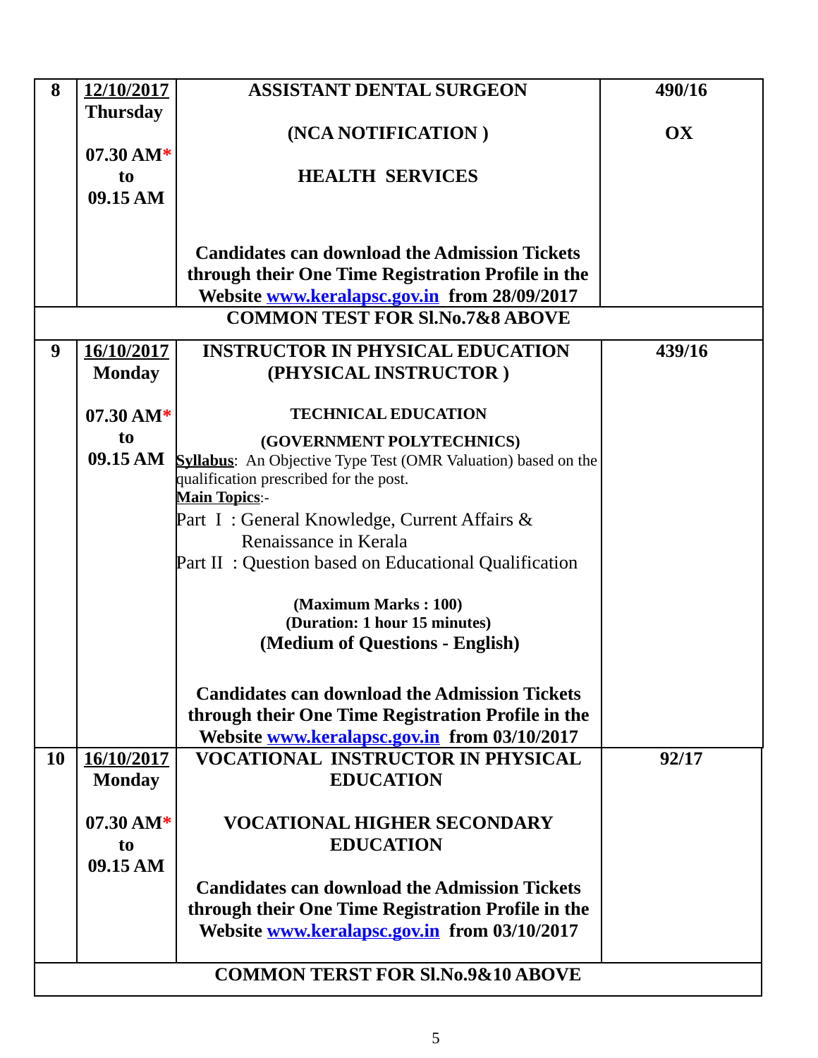| 8 | 12/10/2017 Thursday<br><br>07.30 AM* to 09.15 AM | **ASSISTANT DENTAL SURGEON**<br><br>**(NCA NOTIFICATION )**<br><br>**HEALTH SERVICES**<br><br>**Candidates can download the Admission Tickets through their One Time Registration Profile in the Website www.keralapsc.gov.in from 28/09/2017** | **490/16**<br><br>**OX** |
|---|---|---|---|
| **COMMON TEST FOR Sl.No.7&8 ABOVE** | | | |
| 9 | 16/10/2017 Monday<br><br>07.30 AM* to 09.15 AM | **INSTRUCTOR IN PHYSICAL EDUCATION (PHYSICAL INSTRUCTOR )**<br><br>**TECHNICAL EDUCATION**<br><br>**(GOVERNMENT POLYTECHNICS)**<br>**Syllabus**: An Objective Type Test (OMR Valuation) based on the qualification prescribed for the post.<br>**Main Topics**:-<br>Part I : General Knowledge, Current Affairs & Renaissance in Kerala<br>Part II : Question based on Educational Qualification<br><br>**(Maximum Marks : 100)**<br>**(Duration: 1 hour 15 minutes)**<br>**(Medium of Questions - English)**<br><br>**Candidates can download the Admission Tickets through their One Time Registration Profile in the Website www.keralapsc.gov.in from 03/10/2017** | **439/16** |
| 10 | 16/10/2017 Monday<br><br>07.30 AM* to 09.15 AM | **VOCATIONAL INSTRUCTOR IN PHYSICAL EDUCATION**<br><br>**VOCATIONAL HIGHER SECONDARY EDUCATION**<br><br>**Candidates can download the Admission Tickets through their One Time Registration Profile in the Website www.keralapsc.gov.in from 03/10/2017** | **92/17** |
| **COMMON TERST FOR Sl.No.9&10 ABOVE** | | | |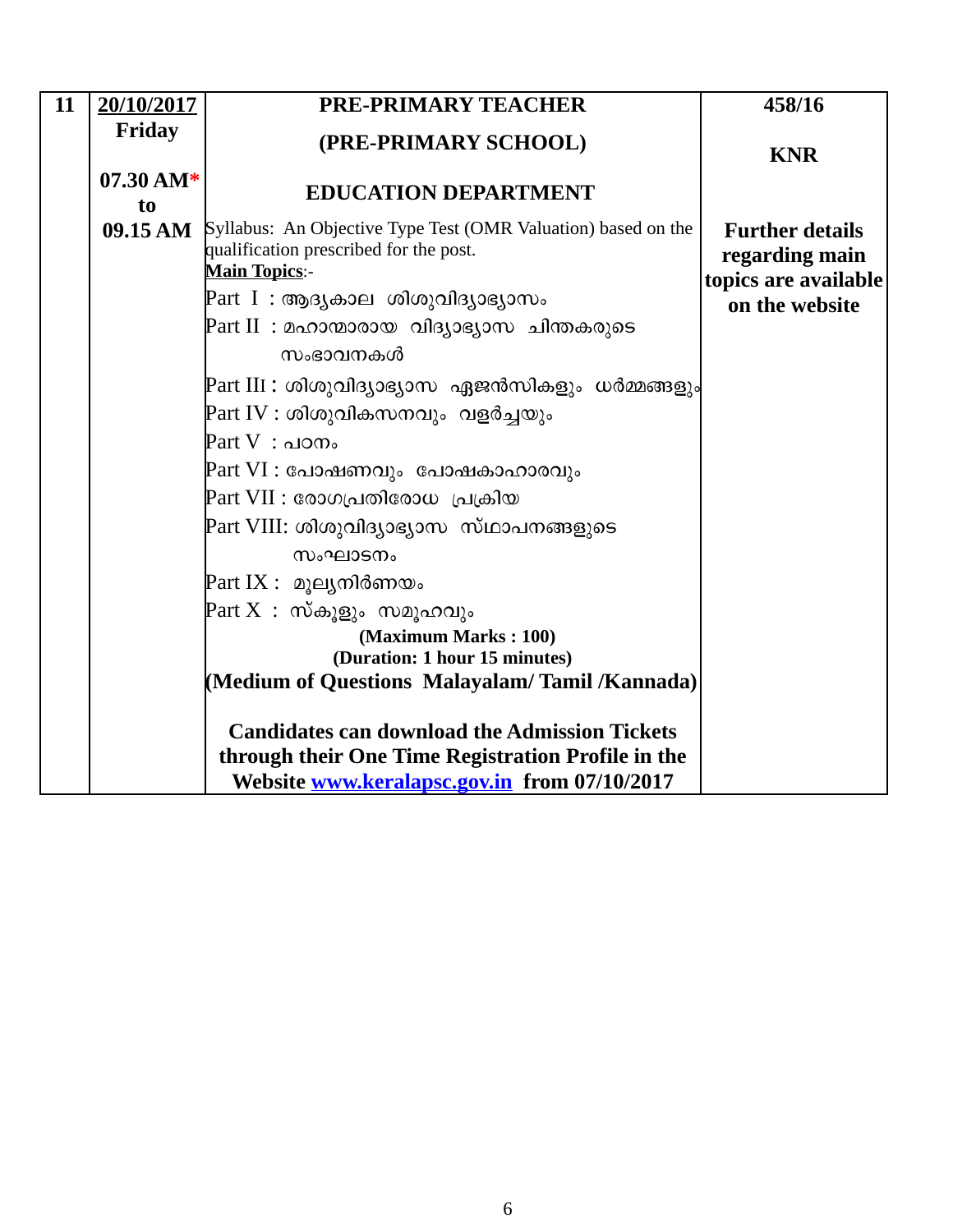| 11 | 20/10/2017 Friday 07.30 AM* to 09.15 AM | **PRE-PRIMARY TEACHER (PRE-PRIMARY SCHOOL)** **EDUCATION DEPARTMENT** Syllabus: An Objective Type Test (OMR Valuation) based on the qualification prescribed for the post. **Main Topics**:- Part I : ആദ്യകാല ശിശുവിദ്യാഭ്യാസം Part II : മഹാന്മാരായ വിദ്യാഭ്യാസ ചിന്തകരുടെ സംഭാവനകൾ Part III : ശിശുവിദ്യാഭ്യാസ ഏജൻസികളും ധർമ്മങ്ങളും Part IV : ശിശുവികസനവും വളർച്ചയും Part V : പഠനം Part VI : പോഷണവും പോഷകാഹാരവും Part VII : രോഗപ്രതിരോധ പ്രക്രിയ Part VIII: ശിശുവിദ്യാഭ്യാസ സ്ഥാപനങ്ങളുടെ സംഘാടനം Part IX : മൂല്യനിർണയം Part X : സ്കൂളും സമൂഹവും **(Maximum Marks : 100)** **(Duration: 1 hour 15 minutes)** **(Medium of Questions Malayalam/ Tamil /Kannada)** **Candidates can download the Admission Tickets through their One Time Registration Profile in the Website www.keralapsc.gov.in from 07/10/2017** | **458/16** **KNR** **Further details regarding main topics are available on the website** |
|---|---|---|---|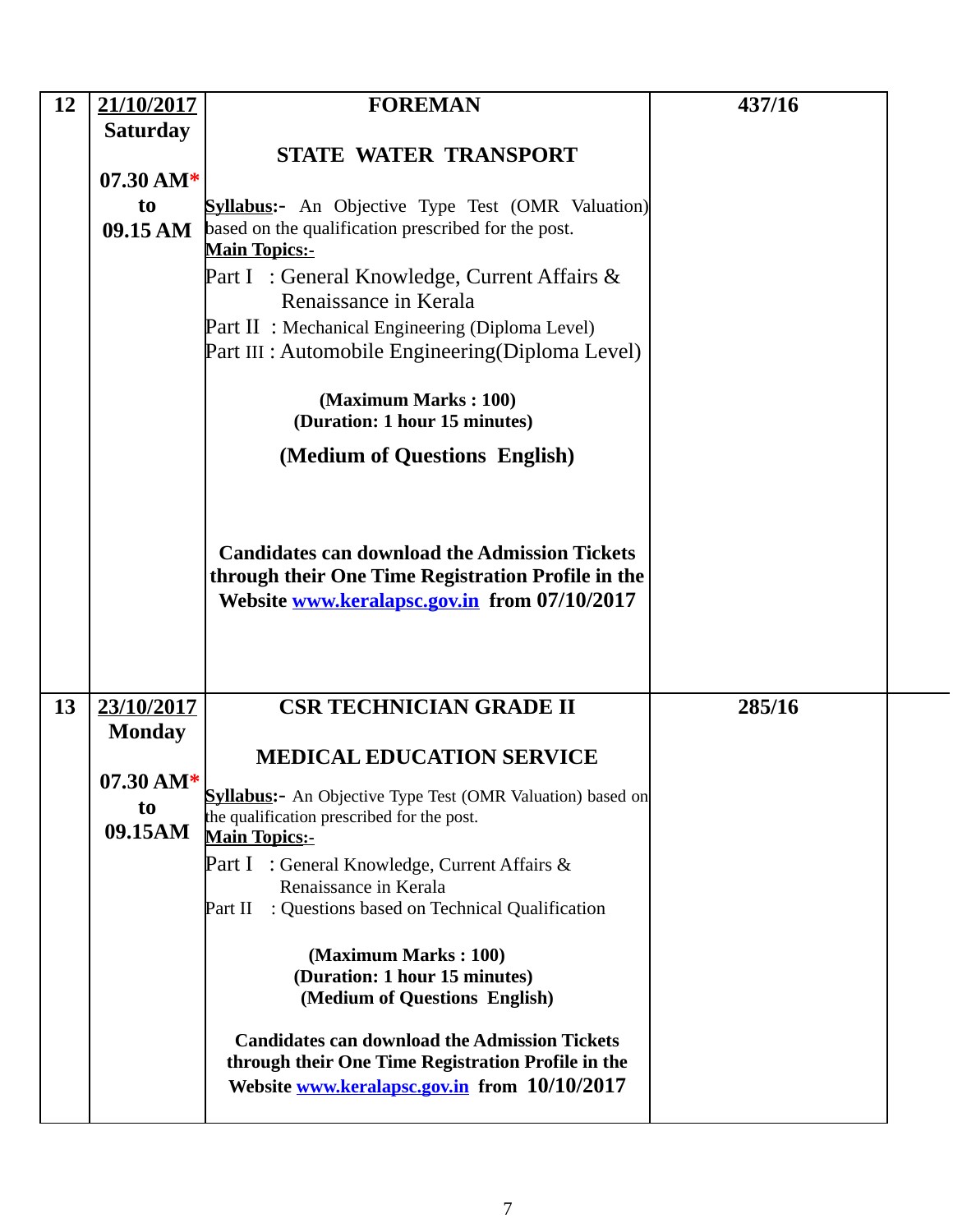| 12 | **21/10/2017 Saturday**<br><br>**07.30 AM*** **to** **09.15 AM** | **FOREMAN**<br><br>**STATE WATER TRANSPORT**<br><br>**Syllabus:-** An Objective Type Test (OMR Valuation) based on the qualification prescribed for the post.<br>**Main Topics:-**<br>Part I : General Knowledge, Current Affairs & Renaissance in Kerala<br>Part II : Mechanical Engineering (Diploma Level)<br>Part III : Automobile Engineering(Diploma Level)<br><br>**(Maximum Marks : 100)**<br>**(Duration: 1 hour 15 minutes)**<br>**(Medium of Questions English)**<br><br>**Candidates can download the Admission Tickets through their One Time Registration Profile in the Website www.keralapsc.gov.in from 07/10/2017** | **437/16** |
|---|---|---|---|
| 13 | **23/10/2017 Monday**<br><br>**07.30 AM*** **to** **09.15AM** | **CSR TECHNICIAN GRADE II**<br><br>**MEDICAL EDUCATION SERVICE**<br><br>**Syllabus:-** An Objective Type Test (OMR Valuation) based on the qualification prescribed for the post.<br>**Main Topics:-**<br>Part I : General Knowledge, Current Affairs & Renaissance in Kerala<br>Part II : Questions based on Technical Qualification<br><br>**(Maximum Marks : 100)**<br>**(Duration: 1 hour 15 minutes)**<br>**(Medium of Questions English)**<br><br>**Candidates can download the Admission Tickets through their One Time Registration Profile in the Website www.keralapsc.gov.in from 10/10/2017** | **285/16** |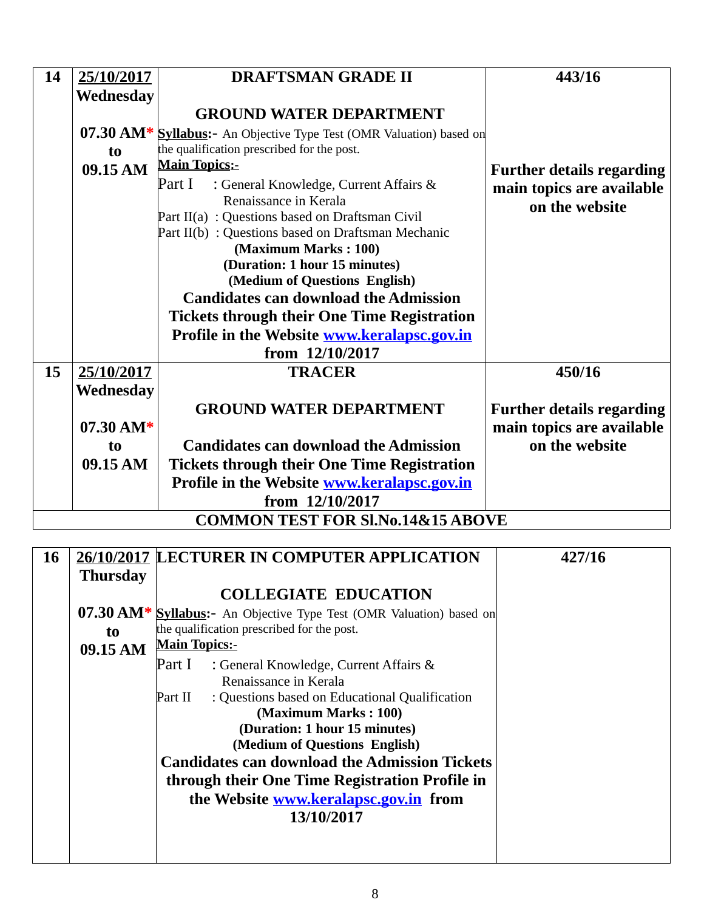| | | | |
|---|---|---|---|
| 14 | 25/10/2017<br>Wednesday<br><br>07.30 AM*<br>to<br>09.15 AM | **DRAFTSMAN GRADE II**<br><br>**GROUND WATER DEPARTMENT**<br><br>**Syllabus:-** An Objective Type Test (OMR Valuation) based on the qualification prescribed for the post.<br>**Main Topics:-**<br>Part I : General Knowledge, Current Affairs & Renaissance in Kerala<br>Part II(a) : Questions based on Draftsman Civil<br>Part II(b) : Questions based on Draftsman Mechanic<br>**(Maximum Marks : 100)**<br>**(Duration: 1 hour 15 minutes)**<br>**(Medium of Questions English)**<br>**Candidates can download the Admission Tickets through their One Time Registration Profile in the Website www.keralapsc.gov.in from 12/10/2017** | **443/16**<br><br>**Further details regarding main topics are available on the website** |
| 15 | 25/10/2017<br>Wednesday<br><br>07.30 AM*<br>to<br>09.15 AM | **TRACER**<br><br>**GROUND WATER DEPARTMENT**<br><br>**Candidates can download the Admission Tickets through their One Time Registration Profile in the Website www.keralapsc.gov.in from 12/10/2017** | **450/16**<br><br>**Further details regarding main topics are available on the website** |
| **COMMON TEST FOR Sl.No.14&15 ABOVE** | | | |

| | | | |
|---|---|---|---|
| 16 | 26/10/2017<br>Thursday<br><br>07.30 AM*<br>to<br>09.15 AM | **LECTURER IN COMPUTER APPLICATION**<br><br>**COLLEGIATE EDUCATION**<br><br>**Syllabus:-** An Objective Type Test (OMR Valuation) based on the qualification prescribed for the post.<br>**Main Topics:-**<br>Part I : General Knowledge, Current Affairs & Renaissance in Kerala<br>Part II : Questions based on Educational Qualification<br>**(Maximum Marks : 100)**<br>**(Duration: 1 hour 15 minutes)**<br>**(Medium of Questions English)**<br>**Candidates can download the Admission Tickets through their One Time Registration Profile in the Website www.keralapsc.gov.in from 13/10/2017** | **427/16** |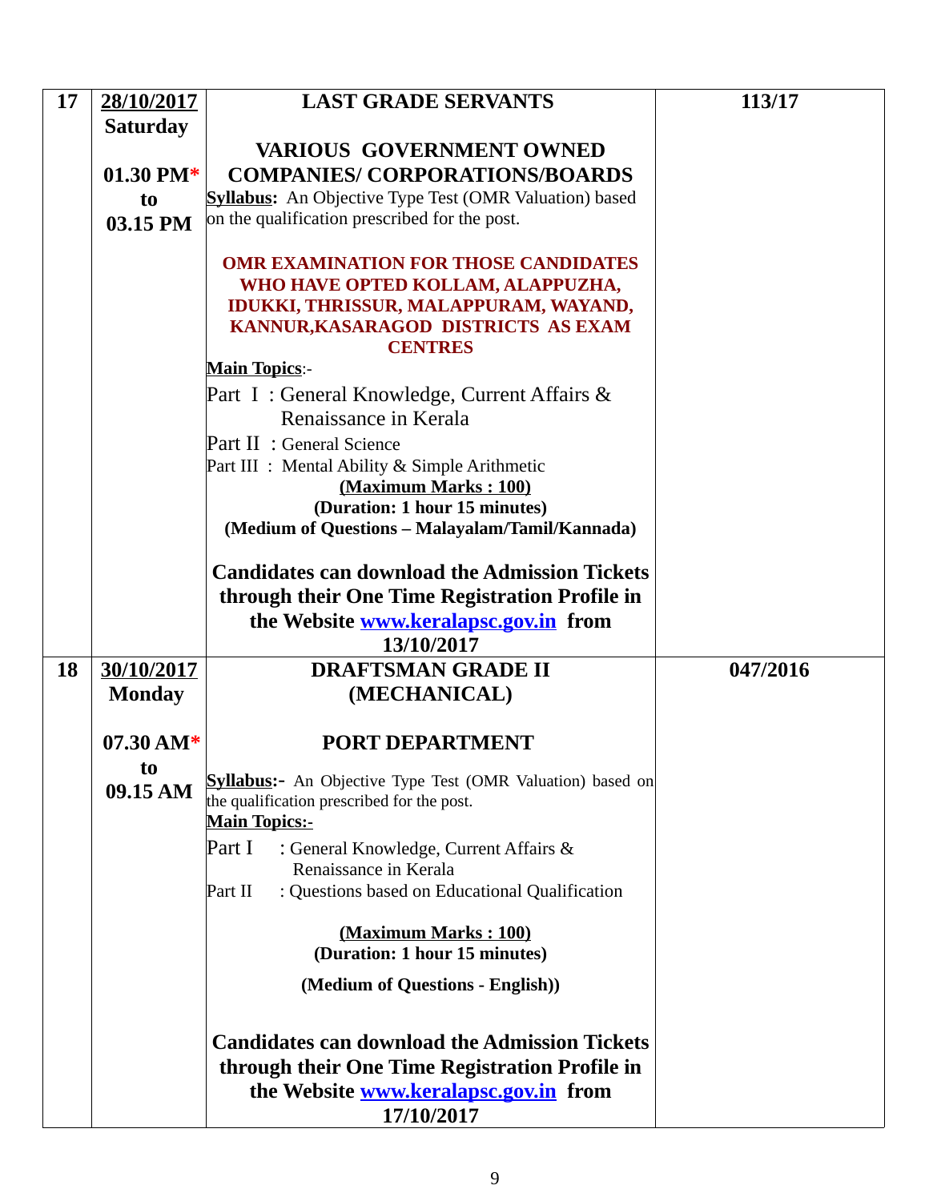| | | | |
|---|---|---|---|
| **17** | **28/10/2017**<br>**Saturday**<br><br>**01.30 PM***<br>**to**<br>**03.15 PM** | **LAST GRADE SERVANTS**<br><br>**VARIOUS GOVERNMENT OWNED COMPANIES/ CORPORATIONS/BOARDS**<br>**Syllabus:** An Objective Type Test (OMR Valuation) based on the qualification prescribed for the post.<br><br>**OMR EXAMINATION FOR THOSE CANDIDATES WHO HAVE OPTED KOLLAM, ALAPPUZHA, IDUKKI, THRISSUR, MALAPPURAM, WAYAND, KANNUR,KASARAGOD DISTRICTS AS EXAM CENTRES**<br>**Main Topics**:-<br>Part I : General Knowledge, Current Affairs & Renaissance in Kerala<br>Part II : General Science<br>Part III : Mental Ability & Simple Arithmetic<br>**(Maximum Marks : 100)**<br>**(Duration: 1 hour 15 minutes)**<br>**(Medium of Questions – Malayalam/Tamil/Kannada)**<br><br>**Candidates can download the Admission Tickets through their One Time Registration Profile in the Website www.keralapsc.gov.in from 13/10/2017** | **113/17** |
| **18** | **30/10/2017**<br>**Monday**<br><br>**07.30 AM***<br>**to**<br>**09.15 AM** | **DRAFTSMAN GRADE II (MECHANICAL)**<br><br>**PORT DEPARTMENT**<br><br>**Syllabus:-** An Objective Type Test (OMR Valuation) based on the qualification prescribed for the post.<br>**Main Topics:-**<br>Part I : General Knowledge, Current Affairs & Renaissance in Kerala<br>Part II : Questions based on Educational Qualification<br><br>**(Maximum Marks : 100)**<br>**(Duration: 1 hour 15 minutes)**<br>**(Medium of Questions - English))**<br><br>**Candidates can download the Admission Tickets through their One Time Registration Profile in the Website www.keralapsc.gov.in from 17/10/2017** | **047/2016** |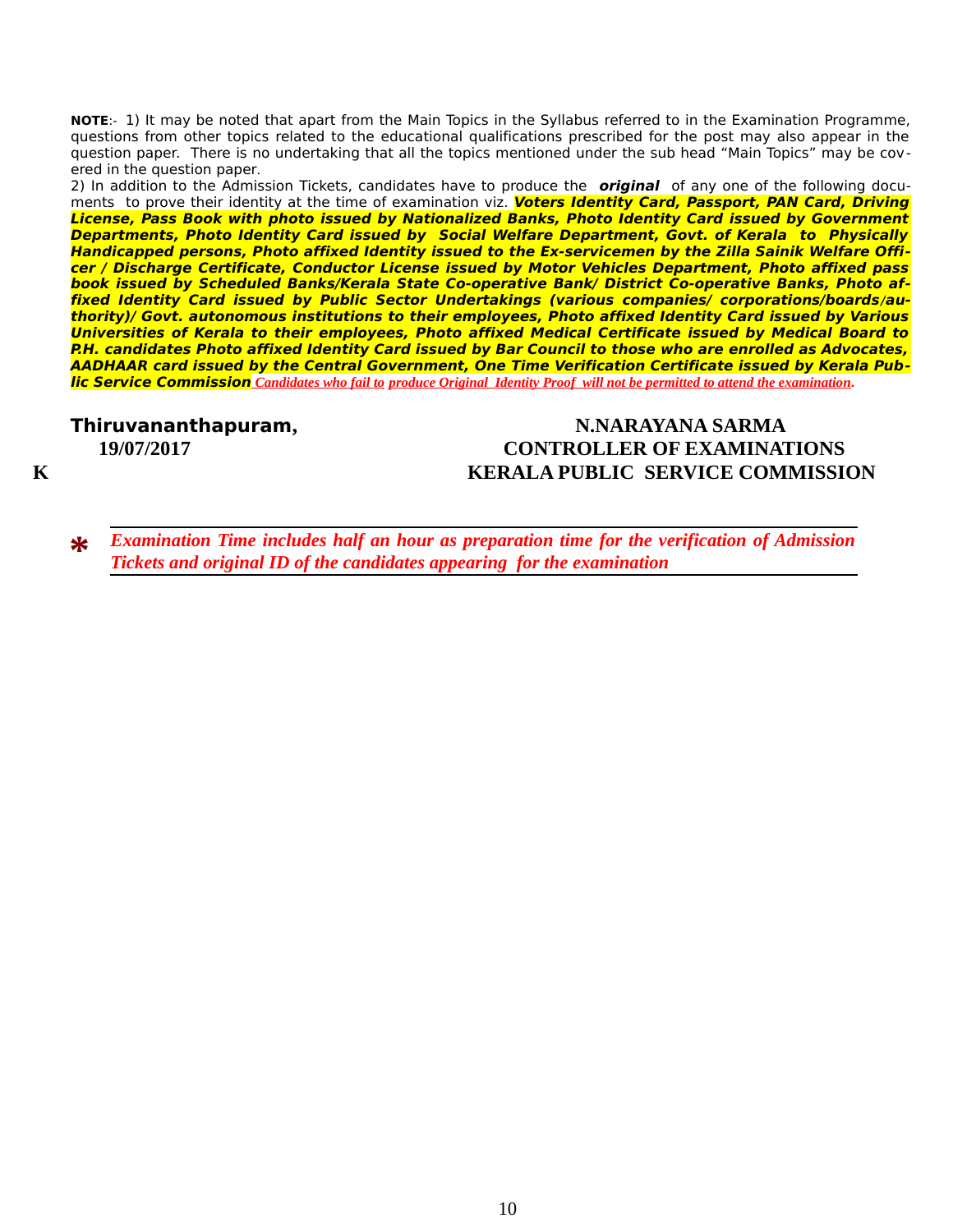**NOTE**:- 1) It may be noted that apart from the Main Topics in the Syllabus referred to in the Examination Programme, questions from other topics related to the educational qualifications prescribed for the post may also appear in the question paper. There is no undertaking that all the topics mentioned under the sub head "Main Topics" may be covered in the question paper.

2) In addition to the Admission Tickets, candidates have to produce the ***original*** of any one of the following documents to prove their identity at the time of examination viz. ***Voters Identity Card, Passport, PAN Card, Driving License, Pass Book with photo issued by Nationalized Banks, Photo Identity Card issued by Government Departments, Photo Identity Card issued by Social Welfare Department, Govt. of Kerala to Physically Handicapped persons, Photo affixed Identity issued to the Ex-servicemen by the Zilla Sainik Welfare Officer / Discharge Certificate, Conductor License issued by Motor Vehicles Department, Photo affixed pass book issued by Scheduled Banks/Kerala State Co-operative Bank/ District Co-operative Banks, Photo affixed Identity Card issued by Public Sector Undertakings (various companies/ corporations/boards/authority)/ Govt. autonomous institutions to their employees, Photo affixed Identity Card issued by Various Universities of Kerala to their employees, Photo affixed Medical Certificate issued by Medical Board to P.H. candidates Photo affixed Identity Card issued by Bar Council to those who are enrolled as Advocates, AADHAAR card issued by the Central Government, One Time Verification Certificate issued by Kerala Public Service Commission*** *Candidates who fail to produce Original Identity Proof will not be permitted to attend the examination*.

**Thiruvananthapuram,**
**19/07/2017**

**K**

**N.NARAYANA SARMA**
**CONTROLLER OF EXAMINATIONS**
**KERALA PUBLIC SERVICE COMMISSION**

\* *Examination Time includes half an hour as preparation time for the verification of Admission Tickets and original ID of the candidates appearing for the examination*